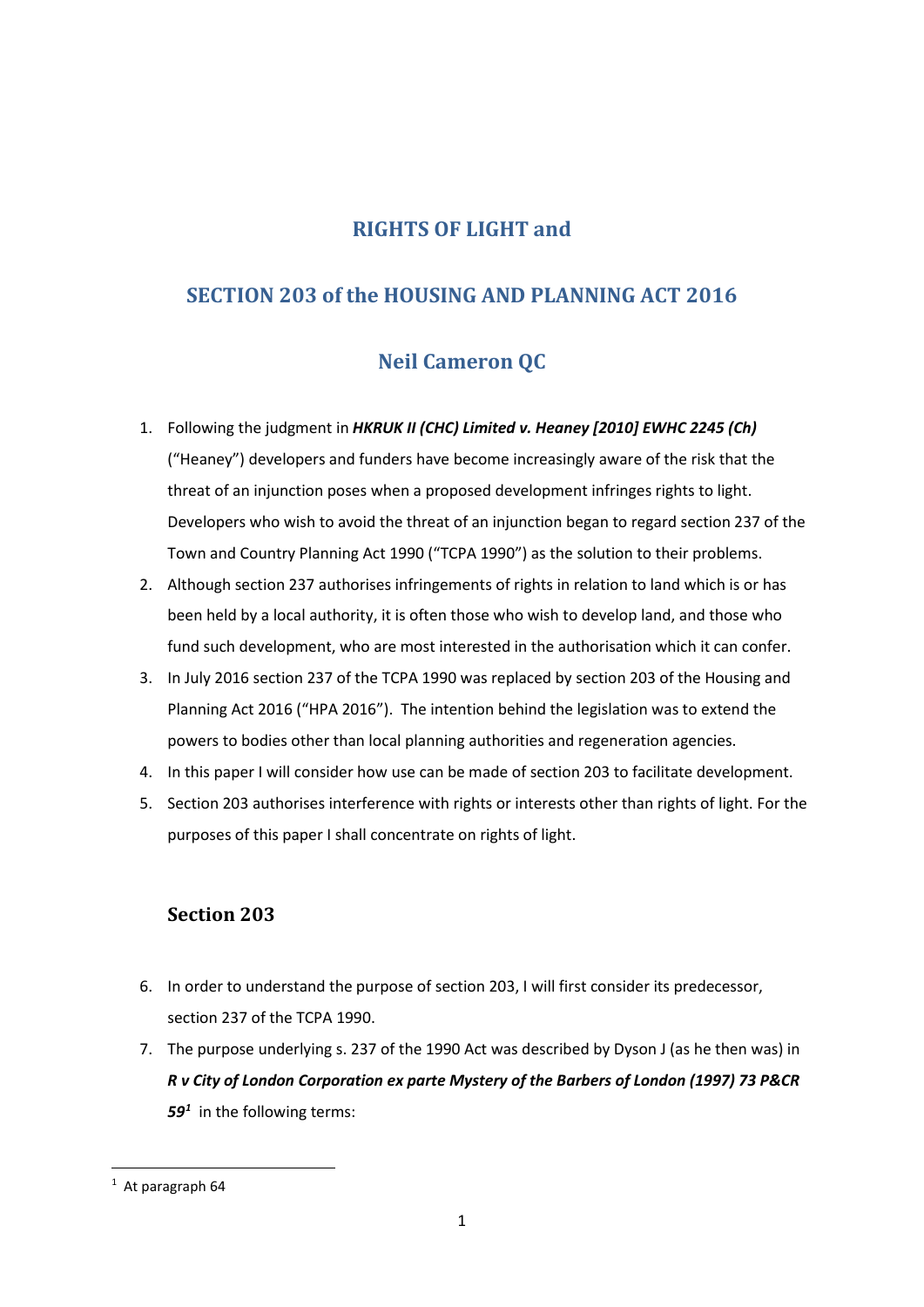# RIGHTS OF LIGHT and

# SECTION 203 of the HOUSING AND PLANNING ACT 2016

# Neil Cameron QC

1. Following the judgment in ***HKRUK II (CHC) Limited v. Heaney [2010] EWHC 2245 (Ch)*** ("Heaney") developers and funders have become increasingly aware of the risk that the threat of an injunction poses when a proposed development infringes rights to light. Developers who wish to avoid the threat of an injunction began to regard section 237 of the Town and Country Planning Act 1990 ("TCPA 1990") as the solution to their problems.
2. Although section 237 authorises infringements of rights in relation to land which is or has been held by a local authority, it is often those who wish to develop land, and those who fund such development, who are most interested in the authorisation which it can confer.
3. In July 2016 section 237 of the TCPA 1990 was replaced by section 203 of the Housing and Planning Act 2016 ("HPA 2016"). The intention behind the legislation was to extend the powers to bodies other than local planning authorities and regeneration agencies.
4. In this paper I will consider how use can be made of section 203 to facilitate development.
5. Section 203 authorises interference with rights or interests other than rights of light. For the purposes of this paper I shall concentrate on rights of light.

## Section 203

6. In order to understand the purpose of section 203, I will first consider its predecessor, section 237 of the TCPA 1990.
7. The purpose underlying s. 237 of the 1990 Act was described by Dyson J (as he then was) in ***R v City of London Corporation ex parte Mystery of the Barbers of London (1997) 73 P&CR 59***[1] in the following terms:

[1] At paragraph 64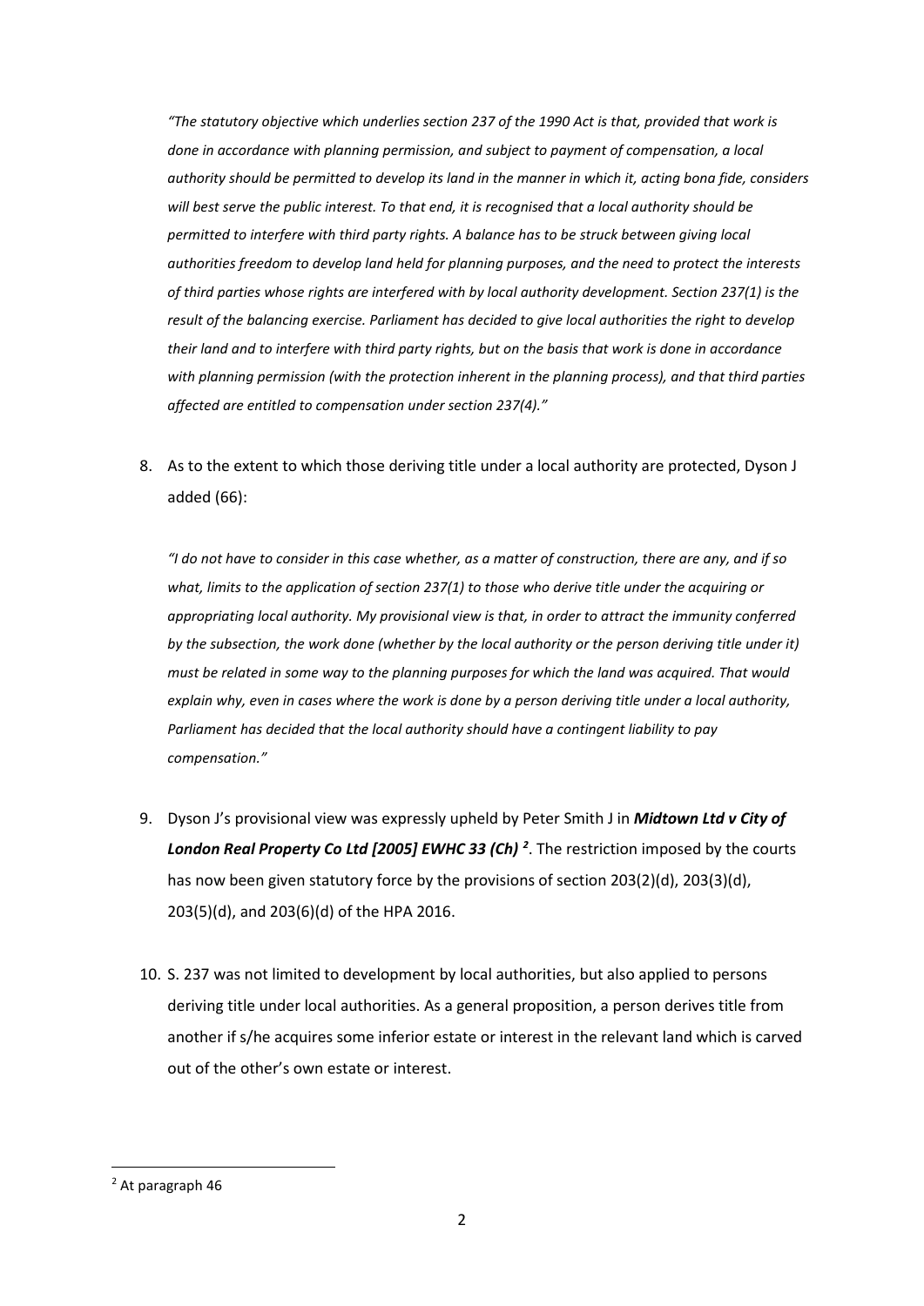*"The statutory objective which underlies section 237 of the 1990 Act is that, provided that work is done in accordance with planning permission, and subject to payment of compensation, a local authority should be permitted to develop its land in the manner in which it, acting bona fide, considers will best serve the public interest. To that end, it is recognised that a local authority should be permitted to interfere with third party rights. A balance has to be struck between giving local authorities freedom to develop land held for planning purposes, and the need to protect the interests of third parties whose rights are interfered with by local authority development. Section 237(1) is the result of the balancing exercise. Parliament has decided to give local authorities the right to develop their land and to interfere with third party rights, but on the basis that work is done in accordance with planning permission (with the protection inherent in the planning process), and that third parties affected are entitled to compensation under section 237(4)."*

8. As to the extent to which those deriving title under a local authority are protected, Dyson J added (66):

   *"I do not have to consider in this case whether, as a matter of construction, there are any, and if so what, limits to the application of section 237(1) to those who derive title under the acquiring or appropriating local authority. My provisional view is that, in order to attract the immunity conferred by the subsection, the work done (whether by the local authority or the person deriving title under it) must be related in some way to the planning purposes for which the land was acquired. That would explain why, even in cases where the work is done by a person deriving title under a local authority, Parliament has decided that the local authority should have a contingent liability to pay compensation."*

9. Dyson J's provisional view was expressly upheld by Peter Smith J in ***Midtown Ltd v City of London Real Property Co Ltd [2005] EWHC 33 (Ch)*** [2]. The restriction imposed by the courts has now been given statutory force by the provisions of section 203(2)(d), 203(3)(d), 203(5)(d), and 203(6)(d) of the HPA 2016.

10. S. 237 was not limited to development by local authorities, but also applied to persons deriving title under local authorities. As a general proposition, a person derives title from another if s/he acquires some inferior estate or interest in the relevant land which is carved out of the other's own estate or interest.

---

[2] At paragraph 46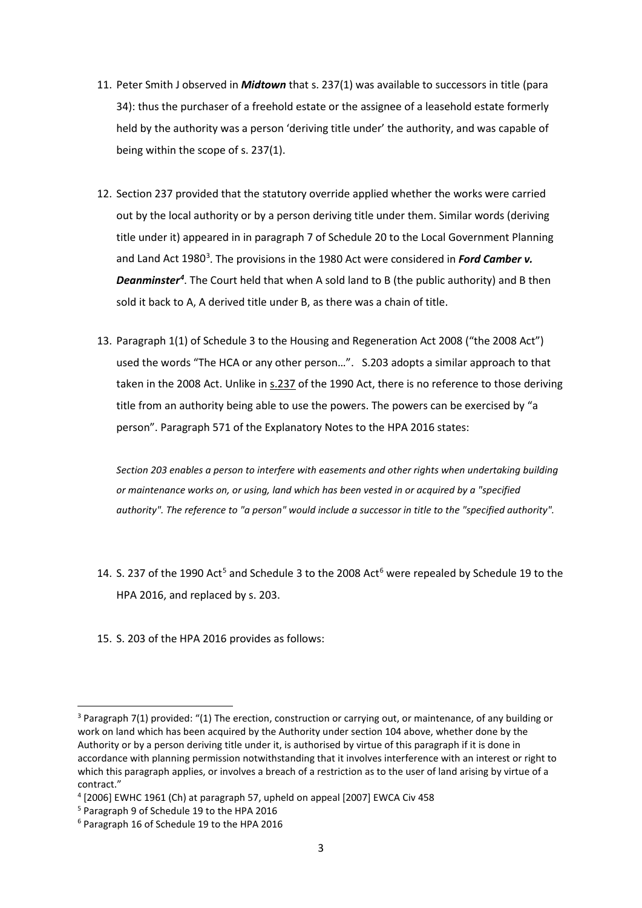11. Peter Smith J observed in ***Midtown*** that s. 237(1) was available to successors in title (para 34): thus the purchaser of a freehold estate or the assignee of a leasehold estate formerly held by the authority was a person 'deriving title under' the authority, and was capable of being within the scope of s. 237(1).

12. Section 237 provided that the statutory override applied whether the works were carried out by the local authority or by a person deriving title under them. Similar words (deriving title under it) appeared in in paragraph 7 of Schedule 20 to the Local Government Planning and Land Act 1980[3]. The provisions in the 1980 Act were considered in ***Ford Camber v. Deanminster***[4]. The Court held that when A sold land to B (the public authority) and B then sold it back to A, A derived title under B, as there was a chain of title.

13. Paragraph 1(1) of Schedule 3 to the Housing and Regeneration Act 2008 ("the 2008 Act") used the words "The HCA or any other person…". S.203 adopts a similar approach to that taken in the 2008 Act. Unlike in s.237 of the 1990 Act, there is no reference to those deriving title from an authority being able to use the powers. The powers can be exercised by "a person". Paragraph 571 of the Explanatory Notes to the HPA 2016 states:

    *Section 203 enables a person to interfere with easements and other rights when undertaking building or maintenance works on, or using, land which has been vested in or acquired by a "specified authority". The reference to "a person" would include a successor in title to the "specified authority".*

14. S. 237 of the 1990 Act[5] and Schedule 3 to the 2008 Act[6] were repealed by Schedule 19 to the HPA 2016, and replaced by s. 203.

15. S. 203 of the HPA 2016 provides as follows:

---

[3] Paragraph 7(1) provided: "(1) The erection, construction or carrying out, or maintenance, of any building or work on land which has been acquired by the Authority under section 104 above, whether done by the Authority or by a person deriving title under it, is authorised by virtue of this paragraph if it is done in accordance with planning permission notwithstanding that it involves interference with an interest or right to which this paragraph applies, or involves a breach of a restriction as to the user of land arising by virtue of a contract."

[4] [2006] EWHC 1961 (Ch) at paragraph 57, upheld on appeal [2007] EWCA Civ 458

[5] Paragraph 9 of Schedule 19 to the HPA 2016

[6] Paragraph 16 of Schedule 19 to the HPA 2016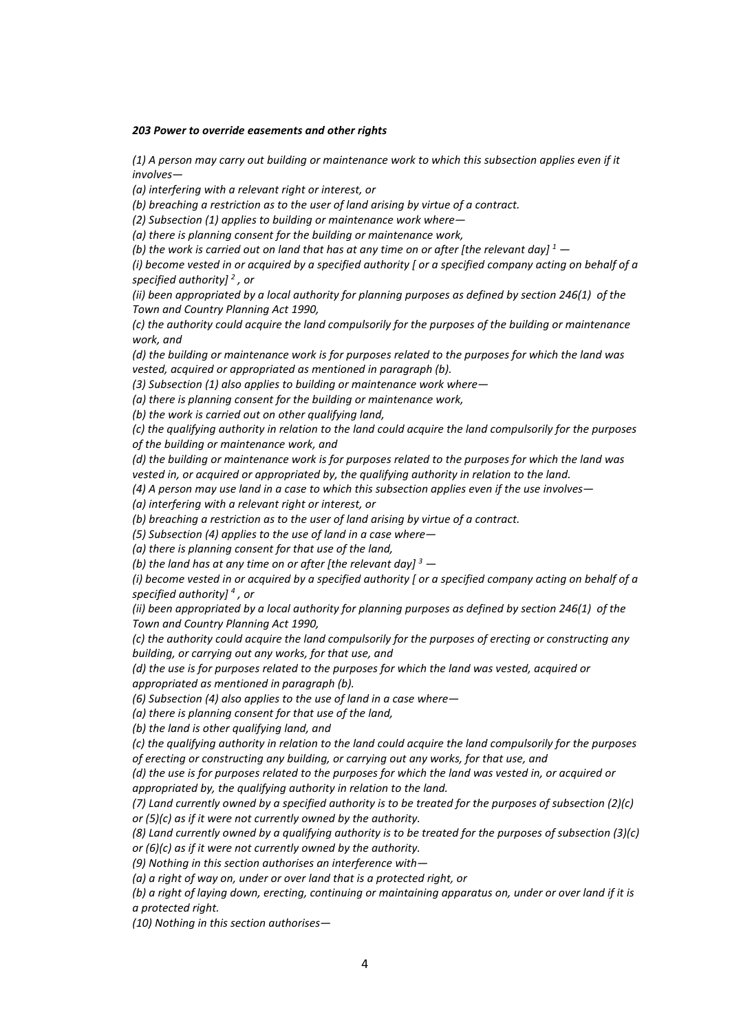***203 Power to override easements and other rights***

*(1) A person may carry out building or maintenance work to which this subsection applies even if it involves—*

*(a) interfering with a relevant right or interest, or*

*(b) breaching a restriction as to the user of land arising by virtue of a contract.*

*(2) Subsection (1) applies to building or maintenance work where—*

*(a) there is planning consent for the building or maintenance work,*

*(b) the work is carried out on land that has at any time on or after [the relevant day] [1] —*

*(i) become vested in or acquired by a specified authority [ or a specified company acting on behalf of a specified authority] [2] , or*

*(ii) been appropriated by a local authority for planning purposes as defined by section 246(1) of the Town and Country Planning Act 1990,*

*(c) the authority could acquire the land compulsorily for the purposes of the building or maintenance work, and*

*(d) the building or maintenance work is for purposes related to the purposes for which the land was vested, acquired or appropriated as mentioned in paragraph (b).*

*(3) Subsection (1) also applies to building or maintenance work where—*

*(a) there is planning consent for the building or maintenance work,*

*(b) the work is carried out on other qualifying land,*

*(c) the qualifying authority in relation to the land could acquire the land compulsorily for the purposes of the building or maintenance work, and*

*(d) the building or maintenance work is for purposes related to the purposes for which the land was vested in, or acquired or appropriated by, the qualifying authority in relation to the land.*

*(4) A person may use land in a case to which this subsection applies even if the use involves—*

*(a) interfering with a relevant right or interest, or*

*(b) breaching a restriction as to the user of land arising by virtue of a contract.*

*(5) Subsection (4) applies to the use of land in a case where—*

*(a) there is planning consent for that use of the land,*

*(b) the land has at any time on or after [the relevant day] [3] —*

*(i) become vested in or acquired by a specified authority [ or a specified company acting on behalf of a specified authority] [4] , or*

*(ii) been appropriated by a local authority for planning purposes as defined by section 246(1) of the Town and Country Planning Act 1990,*

*(c) the authority could acquire the land compulsorily for the purposes of erecting or constructing any building, or carrying out any works, for that use, and*

*(d) the use is for purposes related to the purposes for which the land was vested, acquired or appropriated as mentioned in paragraph (b).*

*(6) Subsection (4) also applies to the use of land in a case where—*

*(a) there is planning consent for that use of the land,*

*(b) the land is other qualifying land, and*

*(c) the qualifying authority in relation to the land could acquire the land compulsorily for the purposes of erecting or constructing any building, or carrying out any works, for that use, and*

*(d) the use is for purposes related to the purposes for which the land was vested in, or acquired or appropriated by, the qualifying authority in relation to the land.*

*(7) Land currently owned by a specified authority is to be treated for the purposes of subsection (2)(c) or (5)(c) as if it were not currently owned by the authority.*

*(8) Land currently owned by a qualifying authority is to be treated for the purposes of subsection (3)(c) or (6)(c) as if it were not currently owned by the authority.*

*(9) Nothing in this section authorises an interference with—*

*(a) a right of way on, under or over land that is a protected right, or*

*(b) a right of laying down, erecting, continuing or maintaining apparatus on, under or over land if it is a protected right.*

*(10) Nothing in this section authorises—*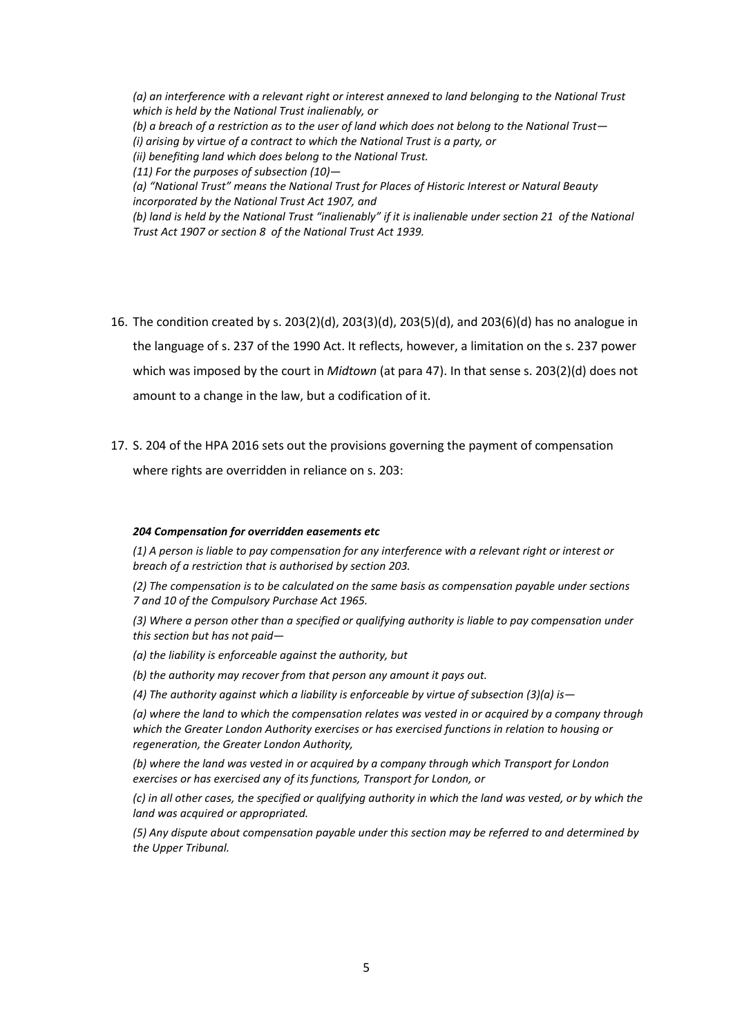*(a) an interference with a relevant right or interest annexed to land belonging to the National Trust which is held by the National Trust inalienably, or*

*(b) a breach of a restriction as to the user of land which does not belong to the National Trust—*

*(i) arising by virtue of a contract to which the National Trust is a party, or*

*(ii) benefiting land which does belong to the National Trust.*

*(11) For the purposes of subsection (10)—*

*(a) "National Trust" means the National Trust for Places of Historic Interest or Natural Beauty incorporated by the National Trust Act 1907, and*

*(b) land is held by the National Trust "inalienably" if it is inalienable under section 21 of the National Trust Act 1907 or section 8 of the National Trust Act 1939.*

16. The condition created by s. 203(2)(d), 203(3)(d), 203(5)(d), and 203(6)(d) has no analogue in the language of s. 237 of the 1990 Act. It reflects, however, a limitation on the s. 237 power which was imposed by the court in *Midtown* (at para 47). In that sense s. 203(2)(d) does not amount to a change in the law, but a codification of it.

17. S. 204 of the HPA 2016 sets out the provisions governing the payment of compensation where rights are overridden in reliance on s. 203:

***204 Compensation for overridden easements etc***

*(1) A person is liable to pay compensation for any interference with a relevant right or interest or breach of a restriction that is authorised by section 203.*

*(2) The compensation is to be calculated on the same basis as compensation payable under sections 7 and 10 of the Compulsory Purchase Act 1965.*

*(3) Where a person other than a specified or qualifying authority is liable to pay compensation under this section but has not paid—*

*(a) the liability is enforceable against the authority, but*

*(b) the authority may recover from that person any amount it pays out.*

*(4) The authority against which a liability is enforceable by virtue of subsection (3)(a) is—*

*(a) where the land to which the compensation relates was vested in or acquired by a company through which the Greater London Authority exercises or has exercised functions in relation to housing or regeneration, the Greater London Authority,*

*(b) where the land was vested in or acquired by a company through which Transport for London exercises or has exercised any of its functions, Transport for London, or*

*(c) in all other cases, the specified or qualifying authority in which the land was vested, or by which the land was acquired or appropriated.*

*(5) Any dispute about compensation payable under this section may be referred to and determined by the Upper Tribunal.*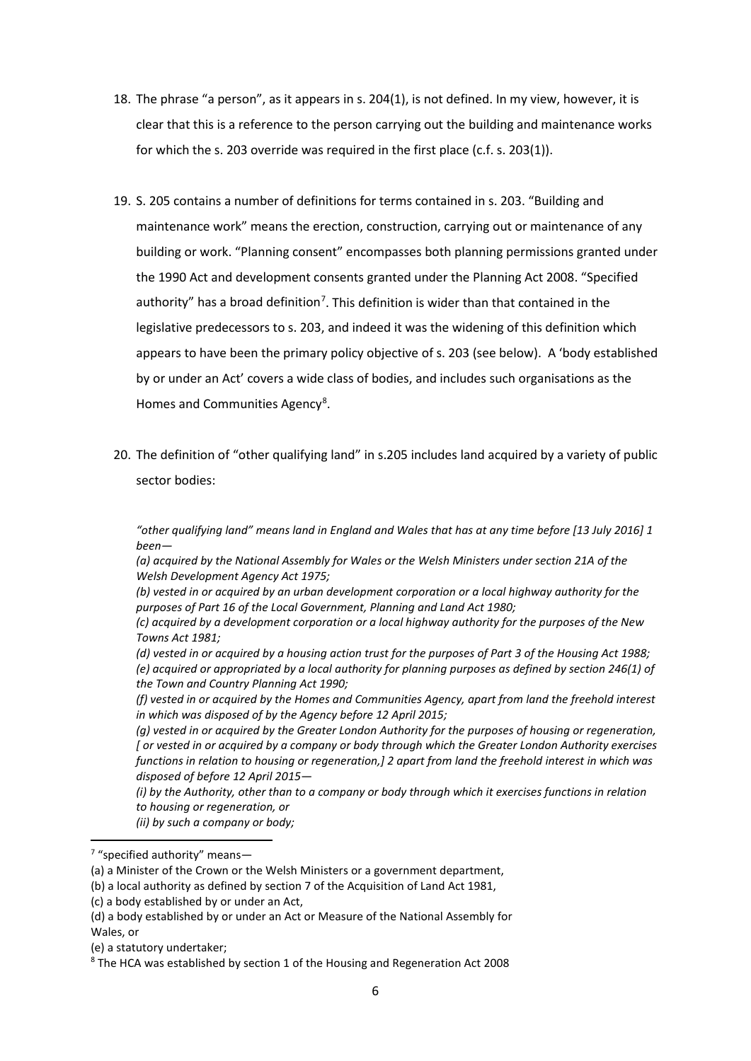18. The phrase "a person", as it appears in s. 204(1), is not defined. In my view, however, it is clear that this is a reference to the person carrying out the building and maintenance works for which the s. 203 override was required in the first place (c.f. s. 203(1)).

19. S. 205 contains a number of definitions for terms contained in s. 203. "Building and maintenance work" means the erection, construction, carrying out or maintenance of any building or work. "Planning consent" encompasses both planning permissions granted under the 1990 Act and development consents granted under the Planning Act 2008. "Specified authority" has a broad definition[7]. This definition is wider than that contained in the legislative predecessors to s. 203, and indeed it was the widening of this definition which appears to have been the primary policy objective of s. 203 (see below). A 'body established by or under an Act' covers a wide class of bodies, and includes such organisations as the Homes and Communities Agency[8].

20. The definition of "other qualifying land" in s.205 includes land acquired by a variety of public sector bodies:

*"other qualifying land" means land in England and Wales that has at any time before [13 July 2016] 1 been—*

*(a) acquired by the National Assembly for Wales or the Welsh Ministers under section 21A of the Welsh Development Agency Act 1975;*

*(b) vested in or acquired by an urban development corporation or a local highway authority for the purposes of Part 16 of the Local Government, Planning and Land Act 1980;*

*(c) acquired by a development corporation or a local highway authority for the purposes of the New Towns Act 1981;*

*(d) vested in or acquired by a housing action trust for the purposes of Part 3 of the Housing Act 1988;*

*(e) acquired or appropriated by a local authority for planning purposes as defined by section 246(1) of the Town and Country Planning Act 1990;*

*(f) vested in or acquired by the Homes and Communities Agency, apart from land the freehold interest in which was disposed of by the Agency before 12 April 2015;*

*(g) vested in or acquired by the Greater London Authority for the purposes of housing or regeneration, [ or vested in or acquired by a company or body through which the Greater London Authority exercises functions in relation to housing or regeneration,] 2 apart from land the freehold interest in which was disposed of before 12 April 2015—*

*(i) by the Authority, other than to a company or body through which it exercises functions in relation to housing or regeneration, or*

*(ii) by such a company or body;*

---

[7] "specified authority" means—
(a) a Minister of the Crown or the Welsh Ministers or a government department,
(b) a local authority as defined by section 7 of the Acquisition of Land Act 1981,
(c) a body established by or under an Act,
(d) a body established by or under an Act or Measure of the National Assembly for Wales, or
(e) a statutory undertaker;

[8] The HCA was established by section 1 of the Housing and Regeneration Act 2008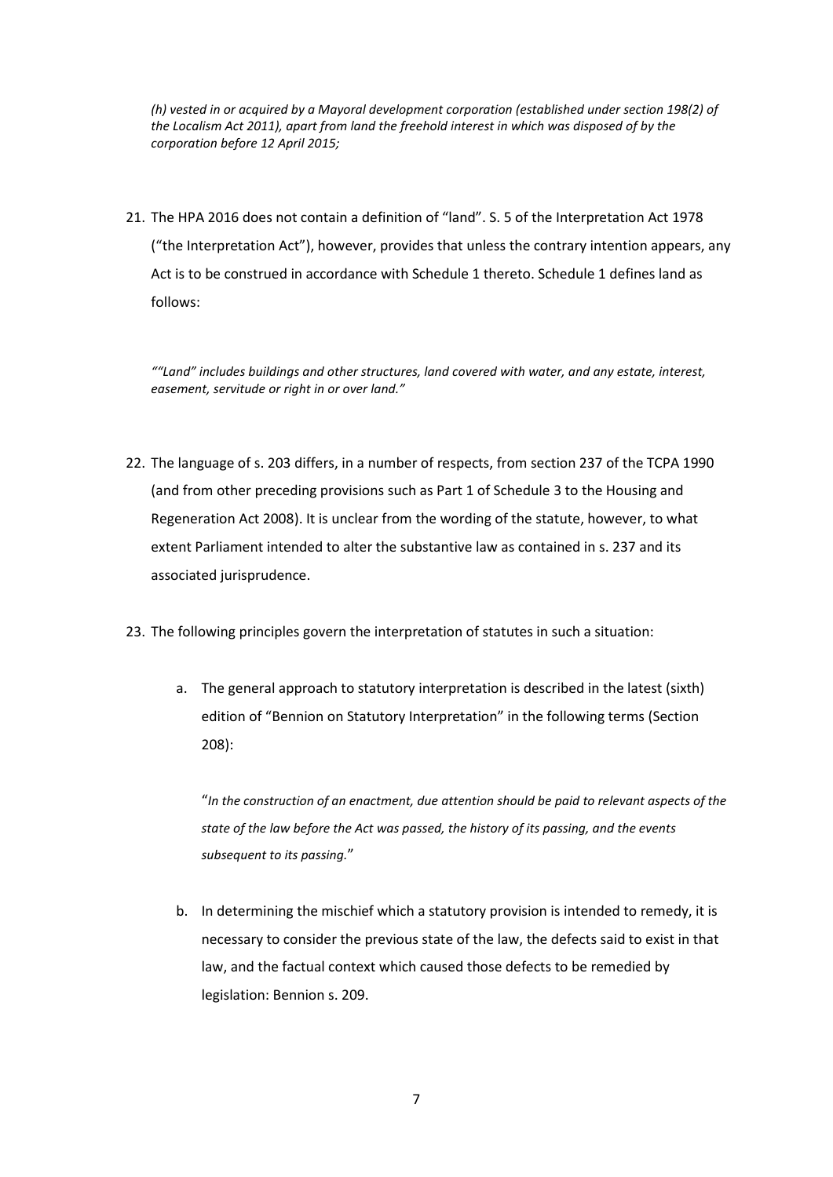*(h) vested in or acquired by a Mayoral development corporation (established under section 198(2) of the Localism Act 2011), apart from land the freehold interest in which was disposed of by the corporation before 12 April 2015;*

21. The HPA 2016 does not contain a definition of "land". S. 5 of the Interpretation Act 1978 ("the Interpretation Act"), however, provides that unless the contrary intention appears, any Act is to be construed in accordance with Schedule 1 thereto. Schedule 1 defines land as follows:

*""Land" includes buildings and other structures, land covered with water, and any estate, interest, easement, servitude or right in or over land."*

22. The language of s. 203 differs, in a number of respects, from section 237 of the TCPA 1990 (and from other preceding provisions such as Part 1 of Schedule 3 to the Housing and Regeneration Act 2008). It is unclear from the wording of the statute, however, to what extent Parliament intended to alter the substantive law as contained in s. 237 and its associated jurisprudence.

23. The following principles govern the interpretation of statutes in such a situation:

    a. The general approach to statutory interpretation is described in the latest (sixth) edition of "Bennion on Statutory Interpretation" in the following terms (Section 208):

       "*In the construction of an enactment, due attention should be paid to relevant aspects of the state of the law before the Act was passed, the history of its passing, and the events subsequent to its passing.*"

    b. In determining the mischief which a statutory provision is intended to remedy, it is necessary to consider the previous state of the law, the defects said to exist in that law, and the factual context which caused those defects to be remedied by legislation: Bennion s. 209.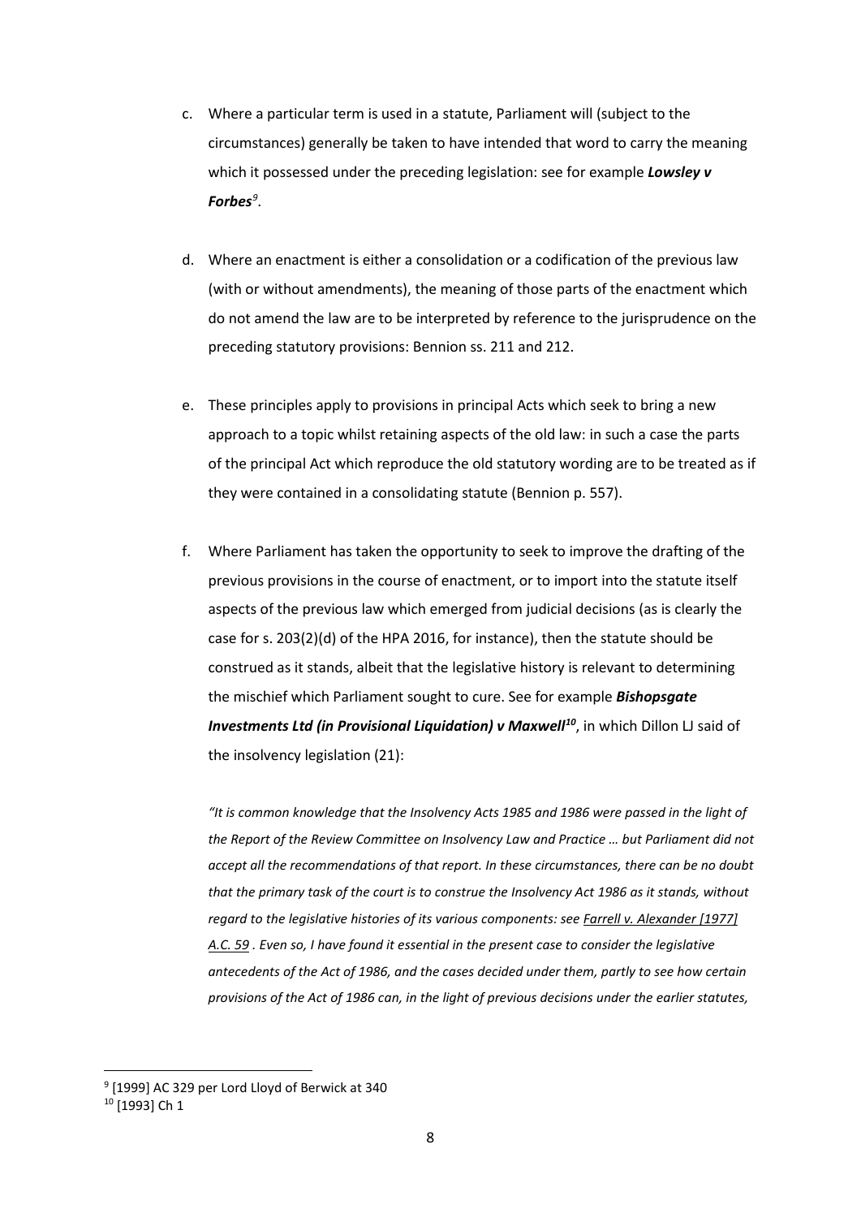c. Where a particular term is used in a statute, Parliament will (subject to the circumstances) generally be taken to have intended that word to carry the meaning which it possessed under the preceding legislation: see for example ***Lowsley v Forbes***[9].

d. Where an enactment is either a consolidation or a codification of the previous law (with or without amendments), the meaning of those parts of the enactment which do not amend the law are to be interpreted by reference to the jurisprudence on the preceding statutory provisions: Bennion ss. 211 and 212.

e. These principles apply to provisions in principal Acts which seek to bring a new approach to a topic whilst retaining aspects of the old law: in such a case the parts of the principal Act which reproduce the old statutory wording are to be treated as if they were contained in a consolidating statute (Bennion p. 557).

f. Where Parliament has taken the opportunity to seek to improve the drafting of the previous provisions in the course of enactment, or to import into the statute itself aspects of the previous law which emerged from judicial decisions (as is clearly the case for s. 203(2)(d) of the HPA 2016, for instance), then the statute should be construed as it stands, albeit that the legislative history is relevant to determining the mischief which Parliament sought to cure. See for example ***Bishopsgate Investments Ltd (in Provisional Liquidation) v Maxwell***[10], in which Dillon LJ said of the insolvency legislation (21):

*"It is common knowledge that the Insolvency Acts 1985 and 1986 were passed in the light of the Report of the Review Committee on Insolvency Law and Practice … but Parliament did not accept all the recommendations of that report. In these circumstances, there can be no doubt that the primary task of the court is to construe the Insolvency Act 1986 as it stands, without regard to the legislative histories of its various components: see Farrell v. Alexander [1977] A.C. 59 . Even so, I have found it essential in the present case to consider the legislative antecedents of the Act of 1986, and the cases decided under them, partly to see how certain provisions of the Act of 1986 can, in the light of previous decisions under the earlier statutes,*

---

[9] [1999] AC 329 per Lord Lloyd of Berwick at 340

[10] [1993] Ch 1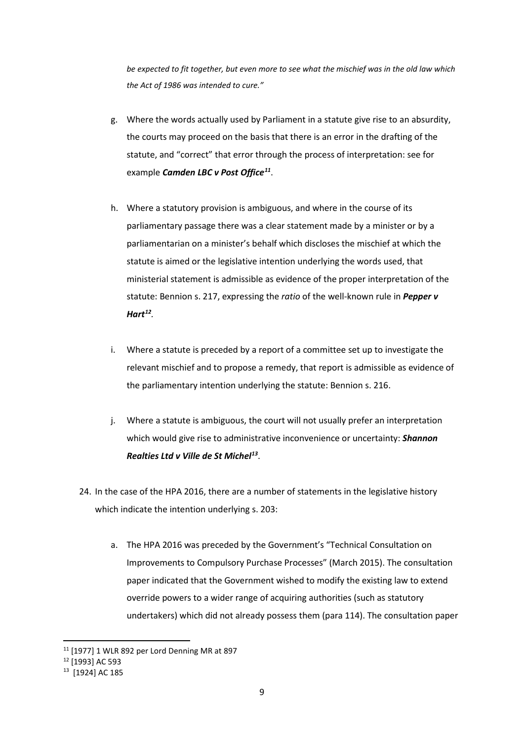*be expected to fit together, but even more to see what the mischief was in the old law which the Act of 1986 was intended to cure."*

g. Where the words actually used by Parliament in a statute give rise to an absurdity, the courts may proceed on the basis that there is an error in the drafting of the statute, and "correct" that error through the process of interpretation: see for example ***Camden LBC v Post Office***[11].

h. Where a statutory provision is ambiguous, and where in the course of its parliamentary passage there was a clear statement made by a minister or by a parliamentarian on a minister's behalf which discloses the mischief at which the statute is aimed or the legislative intention underlying the words used, that ministerial statement is admissible as evidence of the proper interpretation of the statute: Bennion s. 217, expressing the *ratio* of the well-known rule in ***Pepper v Hart***[12].

i. Where a statute is preceded by a report of a committee set up to investigate the relevant mischief and to propose a remedy, that report is admissible as evidence of the parliamentary intention underlying the statute: Bennion s. 216.

j. Where a statute is ambiguous, the court will not usually prefer an interpretation which would give rise to administrative inconvenience or uncertainty: ***Shannon Realties Ltd v Ville de St Michel***[13].

24. In the case of the HPA 2016, there are a number of statements in the legislative history which indicate the intention underlying s. 203:

    a. The HPA 2016 was preceded by the Government's "Technical Consultation on Improvements to Compulsory Purchase Processes" (March 2015). The consultation paper indicated that the Government wished to modify the existing law to extend override powers to a wider range of acquiring authorities (such as statutory undertakers) which did not already possess them (para 114). The consultation paper

---

[11] [1977] 1 WLR 892 per Lord Denning MR at 897

[12] [1993] AC 593

[13] [1924] AC 185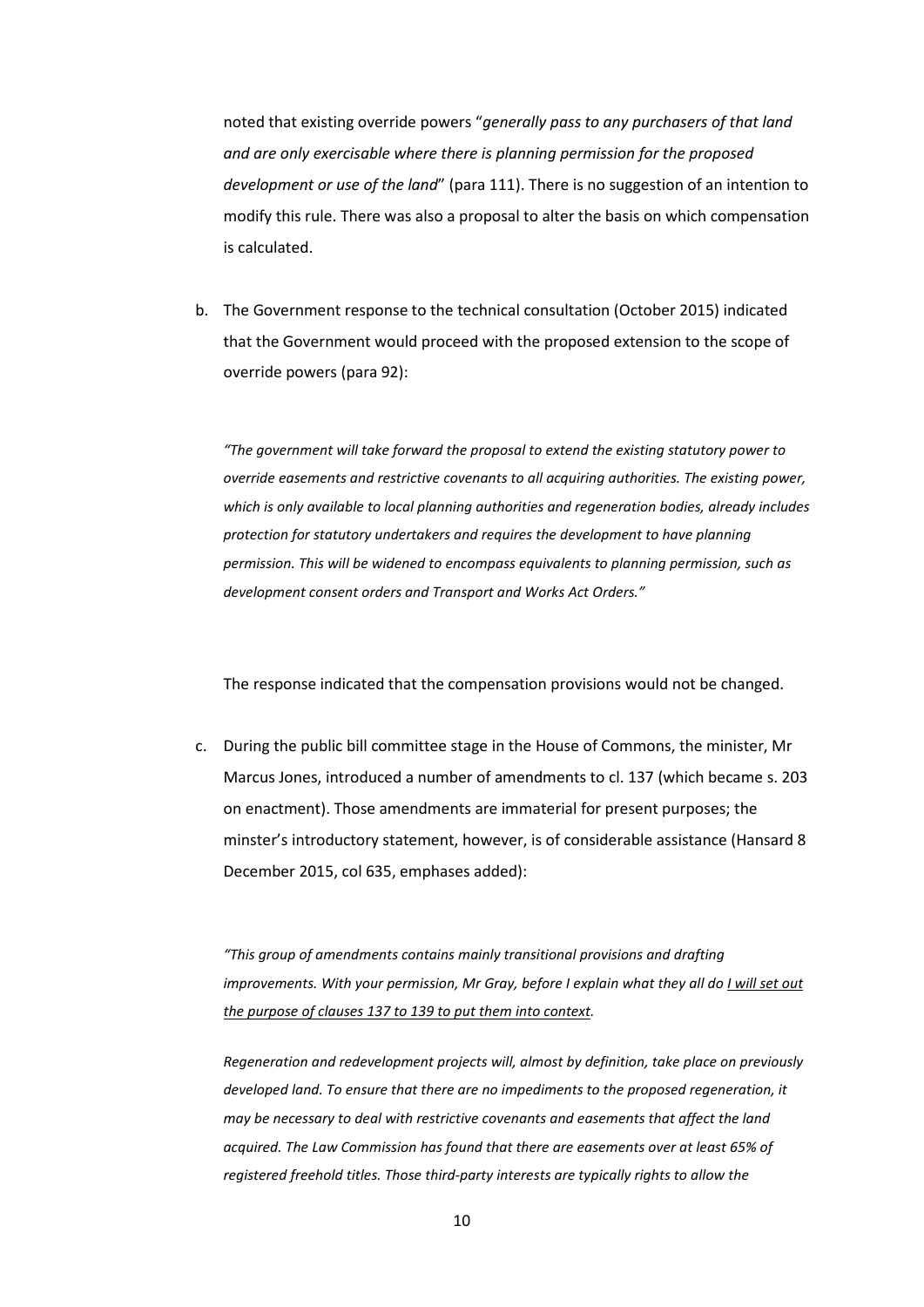noted that existing override powers "*generally pass to any purchasers of that land and are only exercisable where there is planning permission for the proposed development or use of the land*" (para 111). There is no suggestion of an intention to modify this rule. There was also a proposal to alter the basis on which compensation is calculated.

b. The Government response to the technical consultation (October 2015) indicated that the Government would proceed with the proposed extension to the scope of override powers (para 92):

> *"The government will take forward the proposal to extend the existing statutory power to override easements and restrictive covenants to all acquiring authorities. The existing power, which is only available to local planning authorities and regeneration bodies, already includes protection for statutory undertakers and requires the development to have planning permission. This will be widened to encompass equivalents to planning permission, such as development consent orders and Transport and Works Act Orders."*

The response indicated that the compensation provisions would not be changed.

c. During the public bill committee stage in the House of Commons, the minister, Mr Marcus Jones, introduced a number of amendments to cl. 137 (which became s. 203 on enactment). Those amendments are immaterial for present purposes; the minster's introductory statement, however, is of considerable assistance (Hansard 8 December 2015, col 635, emphases added):

> *"This group of amendments contains mainly transitional provisions and drafting improvements. With your permission, Mr Gray, before I explain what they all do <u>I will set out the purpose of clauses 137 to 139 to put them into context</u>.*
>
> *Regeneration and redevelopment projects will, almost by definition, take place on previously developed land. To ensure that there are no impediments to the proposed regeneration, it may be necessary to deal with restrictive covenants and easements that affect the land acquired. The Law Commission has found that there are easements over at least 65% of registered freehold titles. Those third-party interests are typically rights to allow the*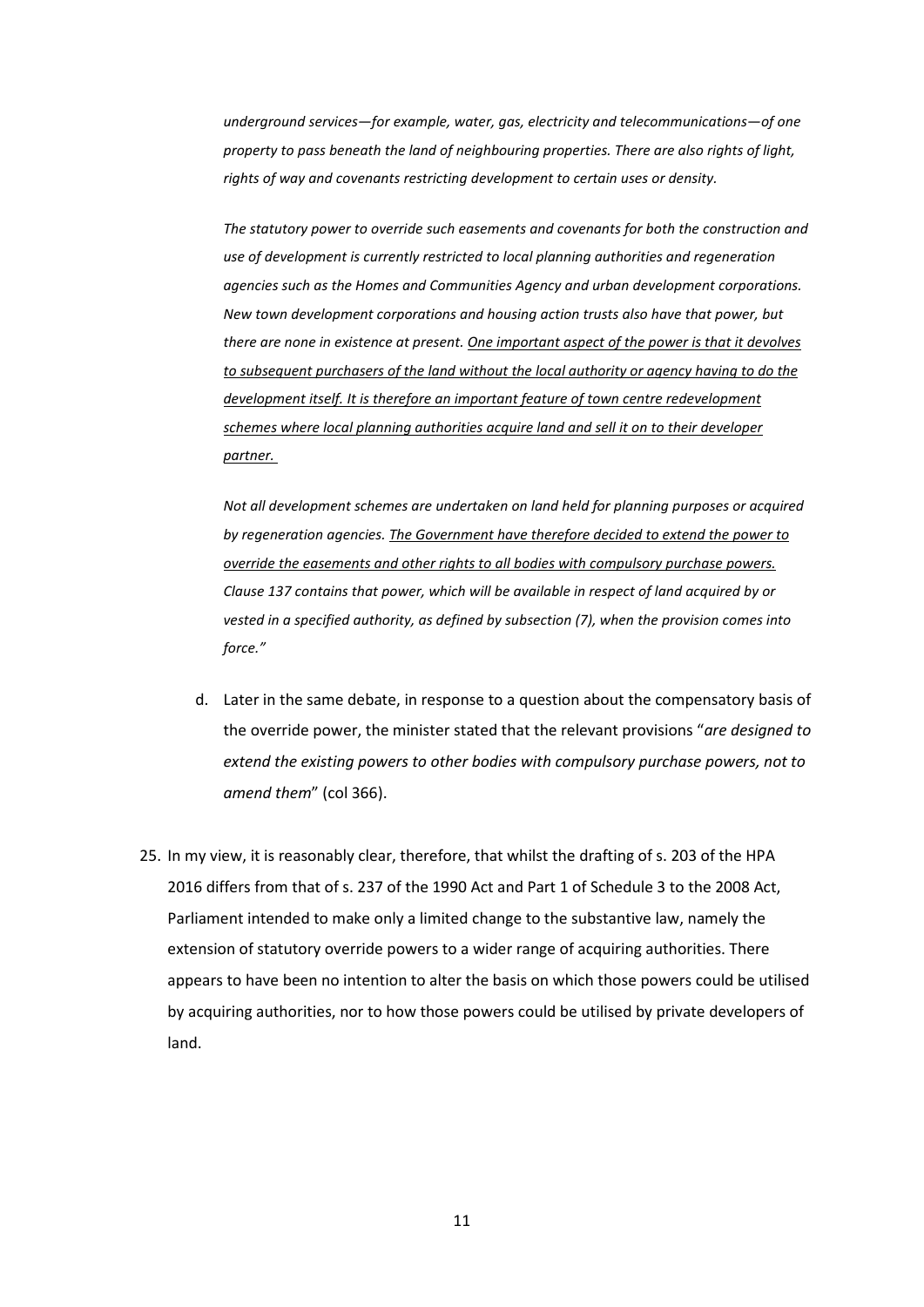*underground services—for example, water, gas, electricity and telecommunications—of one property to pass beneath the land of neighbouring properties. There are also rights of light, rights of way and covenants restricting development to certain uses or density.*

*The statutory power to override such easements and covenants for both the construction and use of development is currently restricted to local planning authorities and regeneration agencies such as the Homes and Communities Agency and urban development corporations. New town development corporations and housing action trusts also have that power, but there are none in existence at present. <u>One important aspect of the power is that it devolves to subsequent purchasers of the land without the local authority or agency having to do the development itself. It is therefore an important feature of town centre redevelopment schemes where local planning authorities acquire land and sell it on to their developer partner.</u>*

*Not all development schemes are undertaken on land held for planning purposes or acquired by regeneration agencies. <u>The Government have therefore decided to extend the power to override the easements and other rights to all bodies with compulsory purchase powers.</u> Clause 137 contains that power, which will be available in respect of land acquired by or vested in a specified authority, as defined by subsection (7), when the provision comes into force."*

d. Later in the same debate, in response to a question about the compensatory basis of the override power, the minister stated that the relevant provisions "*are designed to extend the existing powers to other bodies with compulsory purchase powers, not to amend them*" (col 366).

25. In my view, it is reasonably clear, therefore, that whilst the drafting of s. 203 of the HPA 2016 differs from that of s. 237 of the 1990 Act and Part 1 of Schedule 3 to the 2008 Act, Parliament intended to make only a limited change to the substantive law, namely the extension of statutory override powers to a wider range of acquiring authorities. There appears to have been no intention to alter the basis on which those powers could be utilised by acquiring authorities, nor to how those powers could be utilised by private developers of land.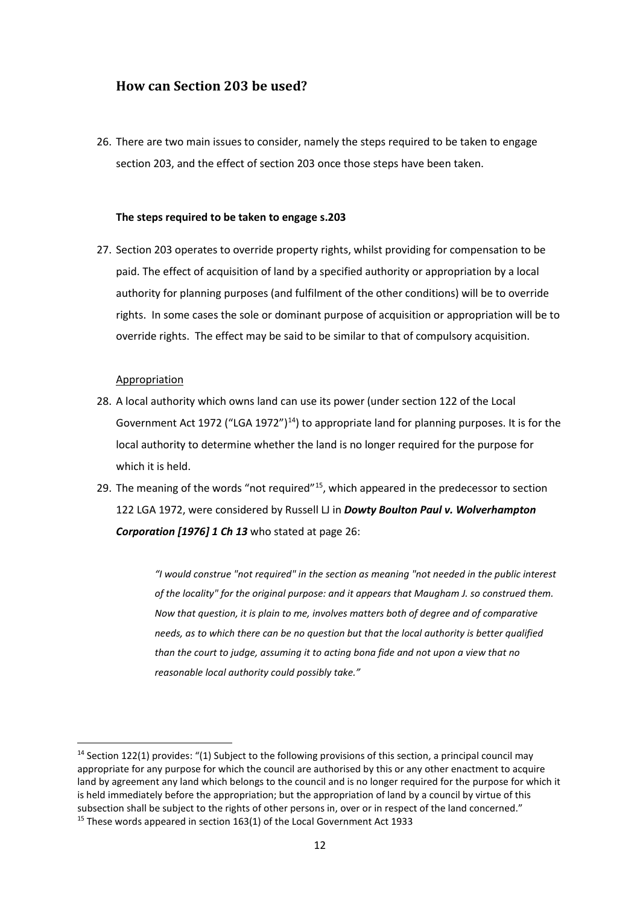## How can Section 203 be used?

26. There are two main issues to consider, namely the steps required to be taken to engage section 203, and the effect of section 203 once those steps have been taken.

**The steps required to be taken to engage s.203**

27. Section 203 operates to override property rights, whilst providing for compensation to be paid. The effect of acquisition of land by a specified authority or appropriation by a local authority for planning purposes (and fulfilment of the other conditions) will be to override rights. In some cases the sole or dominant purpose of acquisition or appropriation will be to override rights. The effect may be said to be similar to that of compulsory acquisition.

Appropriation

28. A local authority which owns land can use its power (under section 122 of the Local Government Act 1972 ("LGA 1972")[14]) to appropriate land for planning purposes. It is for the local authority to determine whether the land is no longer required for the purpose for which it is held.
29. The meaning of the words "not required"[15], which appeared in the predecessor to section 122 LGA 1972, were considered by Russell LJ in ***Dowty Boulton Paul v. Wolverhampton Corporation [1976] 1 Ch 13*** who stated at page 26:

> *"I would construe "not required" in the section as meaning "not needed in the public interest of the locality" for the original purpose: and it appears that Maugham J. so construed them. Now that question, it is plain to me, involves matters both of degree and of comparative needs, as to which there can be no question but that the local authority is better qualified than the court to judge, assuming it to acting bona fide and not upon a view that no reasonable local authority could possibly take."*

---

[14] Section 122(1) provides: "(1) Subject to the following provisions of this section, a principal council may appropriate for any purpose for which the council are authorised by this or any other enactment to acquire land by agreement any land which belongs to the council and is no longer required for the purpose for which it is held immediately before the appropriation; but the appropriation of land by a council by virtue of this subsection shall be subject to the rights of other persons in, over or in respect of the land concerned."

[15] These words appeared in section 163(1) of the Local Government Act 1933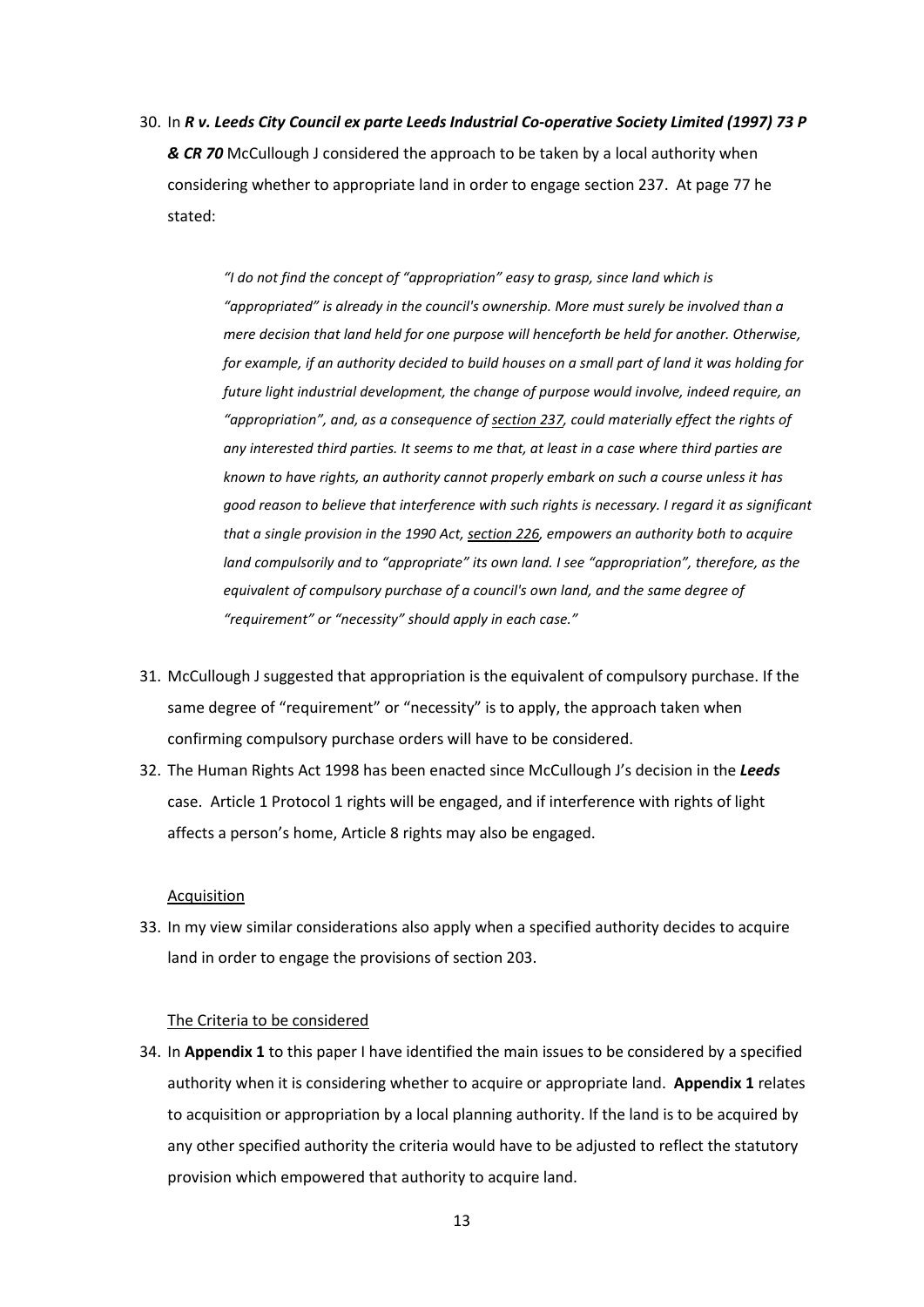30. In ***R v. Leeds City Council ex parte Leeds Industrial Co-operative Society Limited (1997) 73 P & CR 70*** McCullough J considered the approach to be taken by a local authority when considering whether to appropriate land in order to engage section 237. At page 77 he stated:

> *"I do not find the concept of "appropriation" easy to grasp, since land which is "appropriated" is already in the council's ownership. More must surely be involved than a mere decision that land held for one purpose will henceforth be held for another. Otherwise, for example, if an authority decided to build houses on a small part of land it was holding for future light industrial development, the change of purpose would involve, indeed require, an "appropriation", and, as a consequence of section 237, could materially effect the rights of any interested third parties. It seems to me that, at least in a case where third parties are known to have rights, an authority cannot properly embark on such a course unless it has good reason to believe that interference with such rights is necessary. I regard it as significant that a single provision in the 1990 Act, section 226, empowers an authority both to acquire land compulsorily and to "appropriate" its own land. I see "appropriation", therefore, as the equivalent of compulsory purchase of a council's own land, and the same degree of "requirement" or "necessity" should apply in each case."*

31. McCullough J suggested that appropriation is the equivalent of compulsory purchase. If the same degree of "requirement" or "necessity" is to apply, the approach taken when confirming compulsory purchase orders will have to be considered.

32. The Human Rights Act 1998 has been enacted since McCullough J's decision in the ***Leeds*** case. Article 1 Protocol 1 rights will be engaged, and if interference with rights of light affects a person's home, Article 8 rights may also be engaged.

Acquisition

33. In my view similar considerations also apply when a specified authority decides to acquire land in order to engage the provisions of section 203.

The Criteria to be considered

34. In **Appendix 1** to this paper I have identified the main issues to be considered by a specified authority when it is considering whether to acquire or appropriate land. **Appendix 1** relates to acquisition or appropriation by a local planning authority. If the land is to be acquired by any other specified authority the criteria would have to be adjusted to reflect the statutory provision which empowered that authority to acquire land.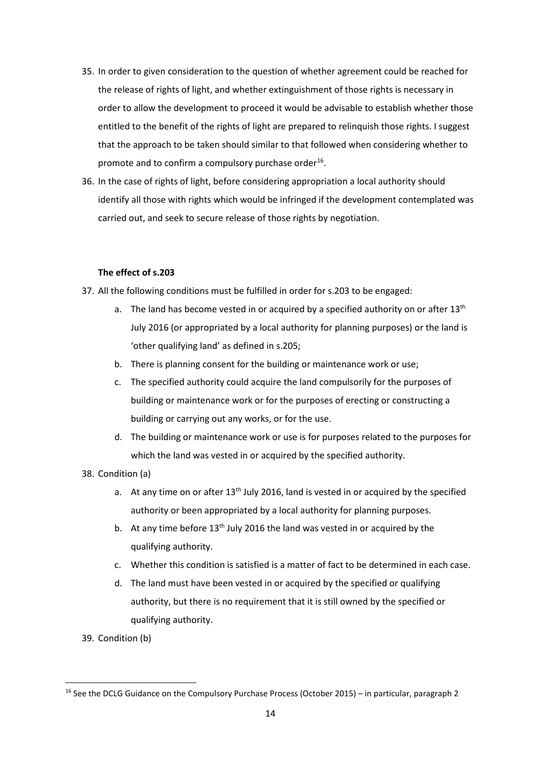35. In order to given consideration to the question of whether agreement could be reached for the release of rights of light, and whether extinguishment of those rights is necessary in order to allow the development to proceed it would be advisable to establish whether those entitled to the benefit of the rights of light are prepared to relinquish those rights. I suggest that the approach to be taken should similar to that followed when considering whether to promote and to confirm a compulsory purchase order[16].
36. In the case of rights of light, before considering appropriation a local authority should identify all those with rights which would be infringed if the development contemplated was carried out, and seek to secure release of those rights by negotiation.

**The effect of s.203**

37. All the following conditions must be fulfilled in order for s.203 to be engaged:
    a. The land has become vested in or acquired by a specified authority on or after 13th July 2016 (or appropriated by a local authority for planning purposes) or the land is 'other qualifying land' as defined in s.205;
    b. There is planning consent for the building or maintenance work or use;
    c. The specified authority could acquire the land compulsorily for the purposes of building or maintenance work or for the purposes of erecting or constructing a building or carrying out any works, or for the use.
    d. The building or maintenance work or use is for purposes related to the purposes for which the land was vested in or acquired by the specified authority.
38. Condition (a)
    a. At any time on or after 13th July 2016, land is vested in or acquired by the specified authority or been appropriated by a local authority for planning purposes.
    b. At any time before 13th July 2016 the land was vested in or acquired by the qualifying authority.
    c. Whether this condition is satisfied is a matter of fact to be determined in each case.
    d. The land must have been vested in or acquired by the specified or qualifying authority, but there is no requirement that it is still owned by the specified or qualifying authority.
39. Condition (b)

[16] See the DCLG Guidance on the Compulsory Purchase Process (October 2015) – in particular, paragraph 2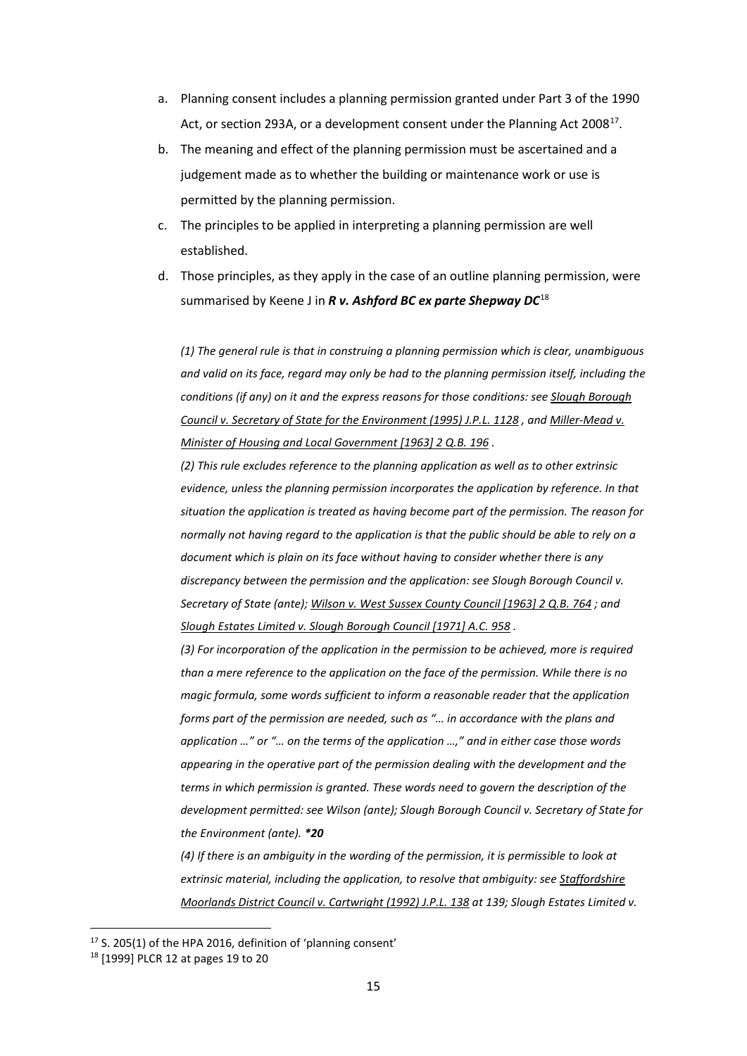a. Planning consent includes a planning permission granted under Part 3 of the 1990 Act, or section 293A, or a development consent under the Planning Act 2008[17].
b. The meaning and effect of the planning permission must be ascertained and a judgement made as to whether the building or maintenance work or use is permitted by the planning permission.
c. The principles to be applied in interpreting a planning permission are well established.
d. Those principles, as they apply in the case of an outline planning permission, were summarised by Keene J in ***R v. Ashford BC ex parte Shepway DC***[18]

*(1) The general rule is that in construing a planning permission which is clear, unambiguous and valid on its face, regard may only be had to the planning permission itself, including the conditions (if any) on it and the express reasons for those conditions: see Slough Borough Council v. Secretary of State for the Environment (1995) J.P.L. 1128 , and Miller-Mead v. Minister of Housing and Local Government [1963] 2 Q.B. 196 .*

*(2) This rule excludes reference to the planning application as well as to other extrinsic evidence, unless the planning permission incorporates the application by reference. In that situation the application is treated as having become part of the permission. The reason for normally not having regard to the application is that the public should be able to rely on a document which is plain on its face without having to consider whether there is any discrepancy between the permission and the application: see Slough Borough Council v. Secretary of State (ante); Wilson v. West Sussex County Council [1963] 2 Q.B. 764 ; and Slough Estates Limited v. Slough Borough Council [1971] A.C. 958 .*

*(3) For incorporation of the application in the permission to be achieved, more is required than a mere reference to the application on the face of the permission. While there is no magic formula, some words sufficient to inform a reasonable reader that the application forms part of the permission are needed, such as "… in accordance with the plans and application …" or "… on the terms of the application …," and in either case those words appearing in the operative part of the permission dealing with the development and the terms in which permission is granted. These words need to govern the description of the development permitted: see Wilson (ante); Slough Borough Council v. Secretary of State for the Environment (ante).* ***\*20***

*(4) If there is an ambiguity in the wording of the permission, it is permissible to look at extrinsic material, including the application, to resolve that ambiguity: see Staffordshire Moorlands District Council v. Cartwright (1992) J.P.L. 138 at 139; Slough Estates Limited v.*

---

[17] S. 205(1) of the HPA 2016, definition of 'planning consent'

[18] [1999] PLCR 12 at pages 19 to 20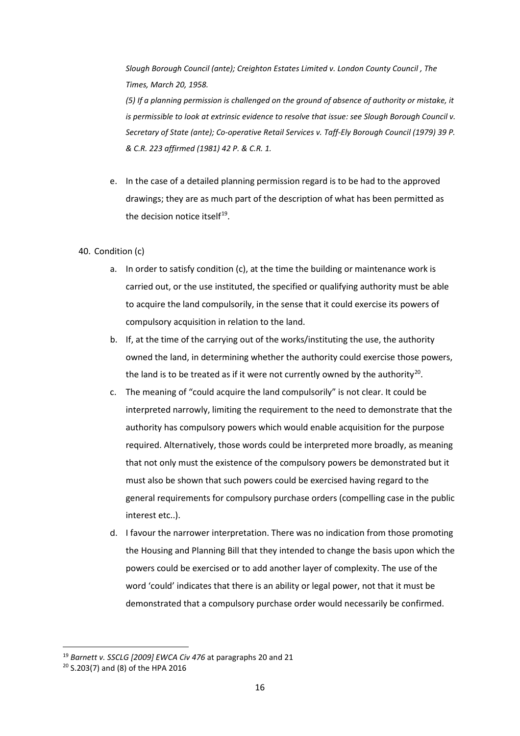*Slough Borough Council (ante); Creighton Estates Limited v. London County Council , The Times, March 20, 1958.*

*(5) If a planning permission is challenged on the ground of absence of authority or mistake, it is permissible to look at extrinsic evidence to resolve that issue: see Slough Borough Council v. Secretary of State (ante); Co-operative Retail Services v. Taff-Ely Borough Council (1979) 39 P. & C.R. 223 affirmed (1981) 42 P. & C.R. 1.*

e. In the case of a detailed planning permission regard is to be had to the approved drawings; they are as much part of the description of what has been permitted as the decision notice itself[19].

40. Condition (c)

   a. In order to satisfy condition (c), at the time the building or maintenance work is carried out, or the use instituted, the specified or qualifying authority must be able to acquire the land compulsorily, in the sense that it could exercise its powers of compulsory acquisition in relation to the land.

   b. If, at the time of the carrying out of the works/instituting the use, the authority owned the land, in determining whether the authority could exercise those powers, the land is to be treated as if it were not currently owned by the authority[20].

   c. The meaning of "could acquire the land compulsorily" is not clear. It could be interpreted narrowly, limiting the requirement to the need to demonstrate that the authority has compulsory powers which would enable acquisition for the purpose required. Alternatively, those words could be interpreted more broadly, as meaning that not only must the existence of the compulsory powers be demonstrated but it must also be shown that such powers could be exercised having regard to the general requirements for compulsory purchase orders (compelling case in the public interest etc..).

   d. I favour the narrower interpretation. There was no indication from those promoting the Housing and Planning Bill that they intended to change the basis upon which the powers could be exercised or to add another layer of complexity. The use of the word 'could' indicates that there is an ability or legal power, not that it must be demonstrated that a compulsory purchase order would necessarily be confirmed.

---

[19] *Barnett v. SSCLG [2009] EWCA Civ 476* at paragraphs 20 and 21

[20] S.203(7) and (8) of the HPA 2016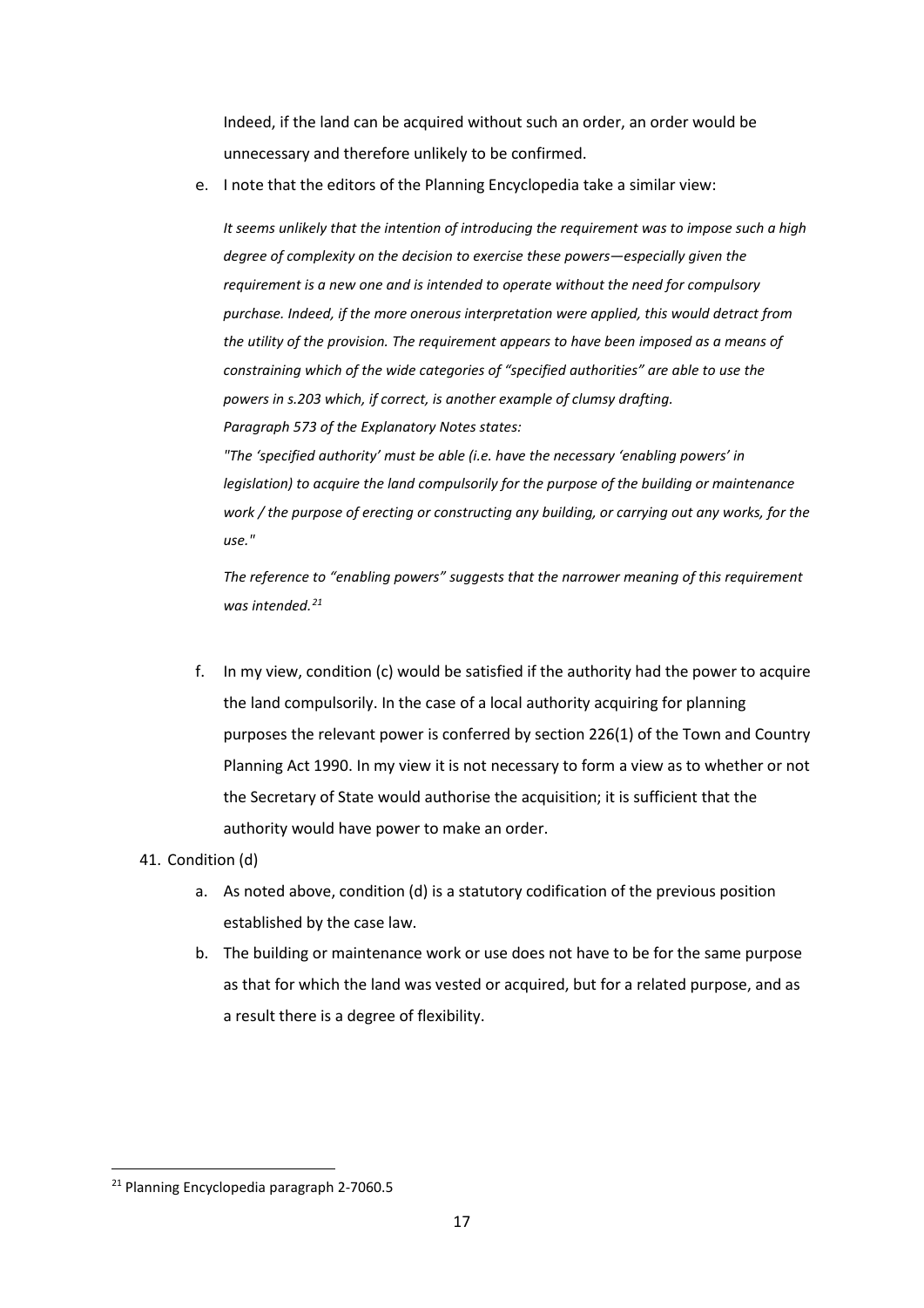Indeed, if the land can be acquired without such an order, an order would be unnecessary and therefore unlikely to be confirmed.

e. I note that the editors of the Planning Encyclopedia take a similar view:

*It seems unlikely that the intention of introducing the requirement was to impose such a high degree of complexity on the decision to exercise these powers—especially given the requirement is a new one and is intended to operate without the need for compulsory purchase. Indeed, if the more onerous interpretation were applied, this would detract from the utility of the provision. The requirement appears to have been imposed as a means of constraining which of the wide categories of "specified authorities" are able to use the powers in s.203 which, if correct, is another example of clumsy drafting.*
*Paragraph 573 of the Explanatory Notes states:*
*"The 'specified authority' must be able (i.e. have the necessary 'enabling powers' in legislation) to acquire the land compulsorily for the purpose of the building or maintenance work / the purpose of erecting or constructing any building, or carrying out any works, for the use."*

*The reference to "enabling powers" suggests that the narrower meaning of this requirement was intended.*[21]

f. In my view, condition (c) would be satisfied if the authority had the power to acquire the land compulsorily. In the case of a local authority acquiring for planning purposes the relevant power is conferred by section 226(1) of the Town and Country Planning Act 1990. In my view it is not necessary to form a view as to whether or not the Secretary of State would authorise the acquisition; it is sufficient that the authority would have power to make an order.

41. Condition (d)

a. As noted above, condition (d) is a statutory codification of the previous position established by the case law.

b. The building or maintenance work or use does not have to be for the same purpose as that for which the land was vested or acquired, but for a related purpose, and as a result there is a degree of flexibility.

---

[21] Planning Encyclopedia paragraph 2-7060.5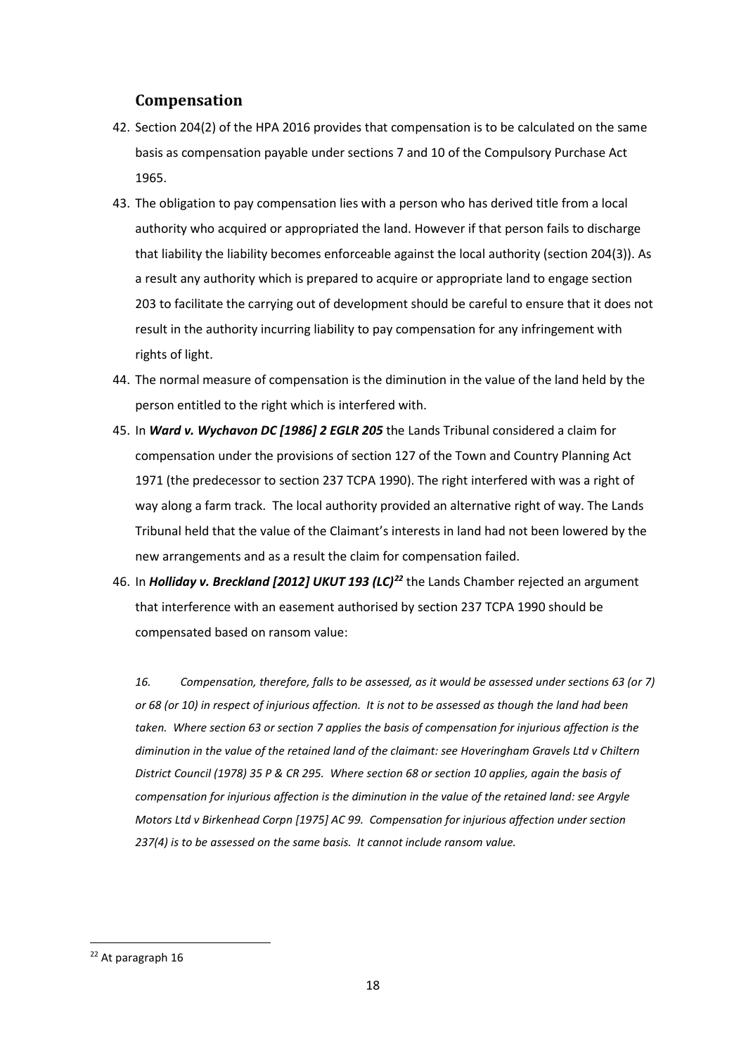## Compensation

42. Section 204(2) of the HPA 2016 provides that compensation is to be calculated on the same basis as compensation payable under sections 7 and 10 of the Compulsory Purchase Act 1965.

43. The obligation to pay compensation lies with a person who has derived title from a local authority who acquired or appropriated the land. However if that person fails to discharge that liability the liability becomes enforceable against the local authority (section 204(3)). As a result any authority which is prepared to acquire or appropriate land to engage section 203 to facilitate the carrying out of development should be careful to ensure that it does not result in the authority incurring liability to pay compensation for any infringement with rights of light.

44. The normal measure of compensation is the diminution in the value of the land held by the person entitled to the right which is interfered with.

45. In ***Ward v. Wychavon DC [1986] 2 EGLR 205*** the Lands Tribunal considered a claim for compensation under the provisions of section 127 of the Town and Country Planning Act 1971 (the predecessor to section 237 TCPA 1990). The right interfered with was a right of way along a farm track. The local authority provided an alternative right of way. The Lands Tribunal held that the value of the Claimant's interests in land had not been lowered by the new arrangements and as a result the claim for compensation failed.

46. In ***Holliday v. Breckland [2012] UKUT 193 (LC)***[22] the Lands Chamber rejected an argument that interference with an easement authorised by section 237 TCPA 1990 should be compensated based on ransom value:

*16. Compensation, therefore, falls to be assessed, as it would be assessed under sections 63 (or 7) or 68 (or 10) in respect of injurious affection. It is not to be assessed as though the land had been taken. Where section 63 or section 7 applies the basis of compensation for injurious affection is the diminution in the value of the retained land of the claimant: see Hoveringham Gravels Ltd v Chiltern District Council (1978) 35 P & CR 295. Where section 68 or section 10 applies, again the basis of compensation for injurious affection is the diminution in the value of the retained land: see Argyle Motors Ltd v Birkenhead Corpn [1975] AC 99. Compensation for injurious affection under section 237(4) is to be assessed on the same basis. It cannot include ransom value.*

---

[22] At paragraph 16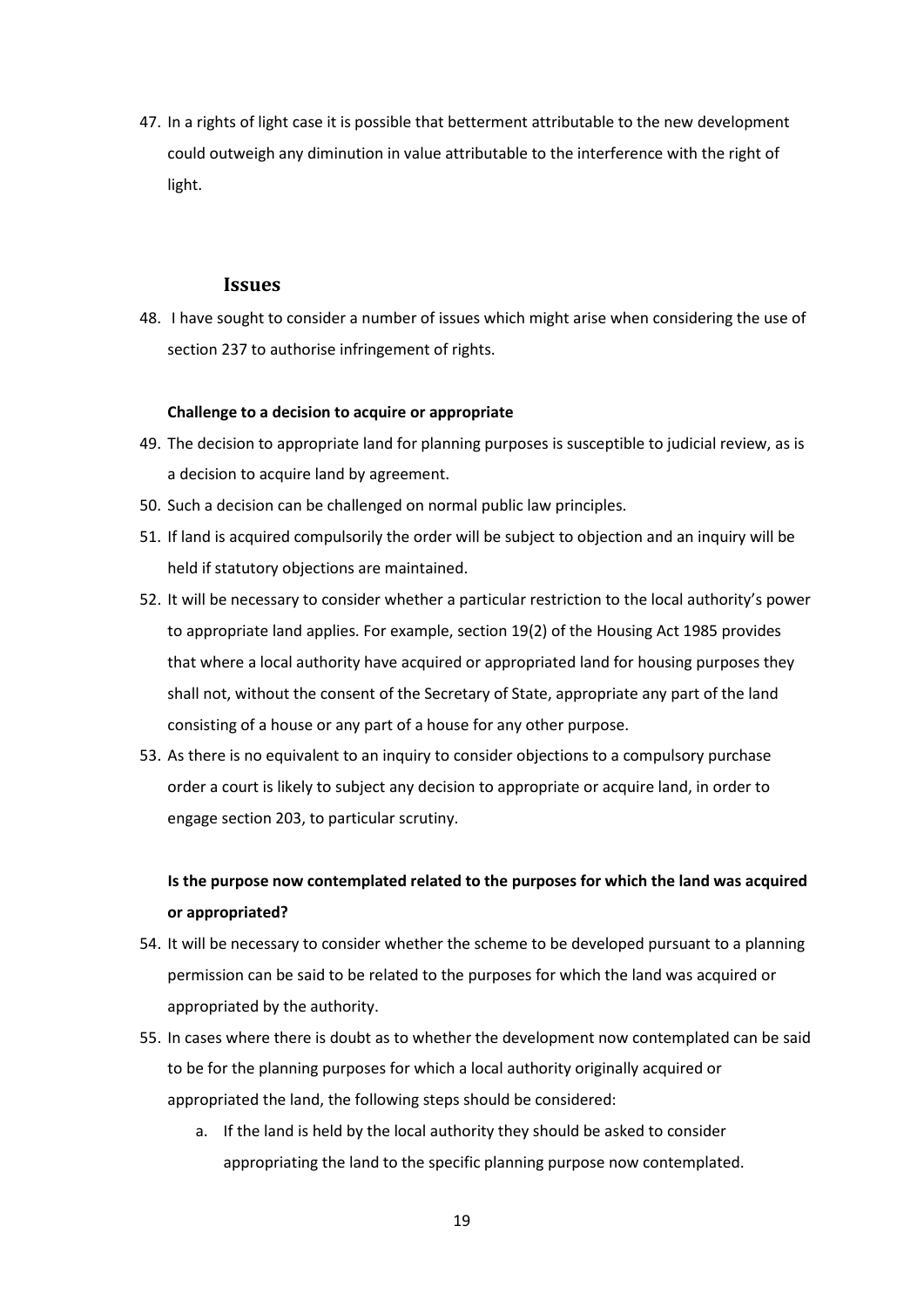47. In a rights of light case it is possible that betterment attributable to the new development could outweigh any diminution in value attributable to the interference with the right of light.

## Issues

48. I have sought to consider a number of issues which might arise when considering the use of section 237 to authorise infringement of rights.

**Challenge to a decision to acquire or appropriate**

49. The decision to appropriate land for planning purposes is susceptible to judicial review, as is a decision to acquire land by agreement.
50. Such a decision can be challenged on normal public law principles.
51. If land is acquired compulsorily the order will be subject to objection and an inquiry will be held if statutory objections are maintained.
52. It will be necessary to consider whether a particular restriction to the local authority's power to appropriate land applies. For example, section 19(2) of the Housing Act 1985 provides that where a local authority have acquired or appropriated land for housing purposes they shall not, without the consent of the Secretary of State, appropriate any part of the land consisting of a house or any part of a house for any other purpose.
53. As there is no equivalent to an inquiry to consider objections to a compulsory purchase order a court is likely to subject any decision to appropriate or acquire land, in order to engage section 203, to particular scrutiny.

**Is the purpose now contemplated related to the purposes for which the land was acquired or appropriated?**

54. It will be necessary to consider whether the scheme to be developed pursuant to a planning permission can be said to be related to the purposes for which the land was acquired or appropriated by the authority.
55. In cases where there is doubt as to whether the development now contemplated can be said to be for the planning purposes for which a local authority originally acquired or appropriated the land, the following steps should be considered:
    a. If the land is held by the local authority they should be asked to consider appropriating the land to the specific planning purpose now contemplated.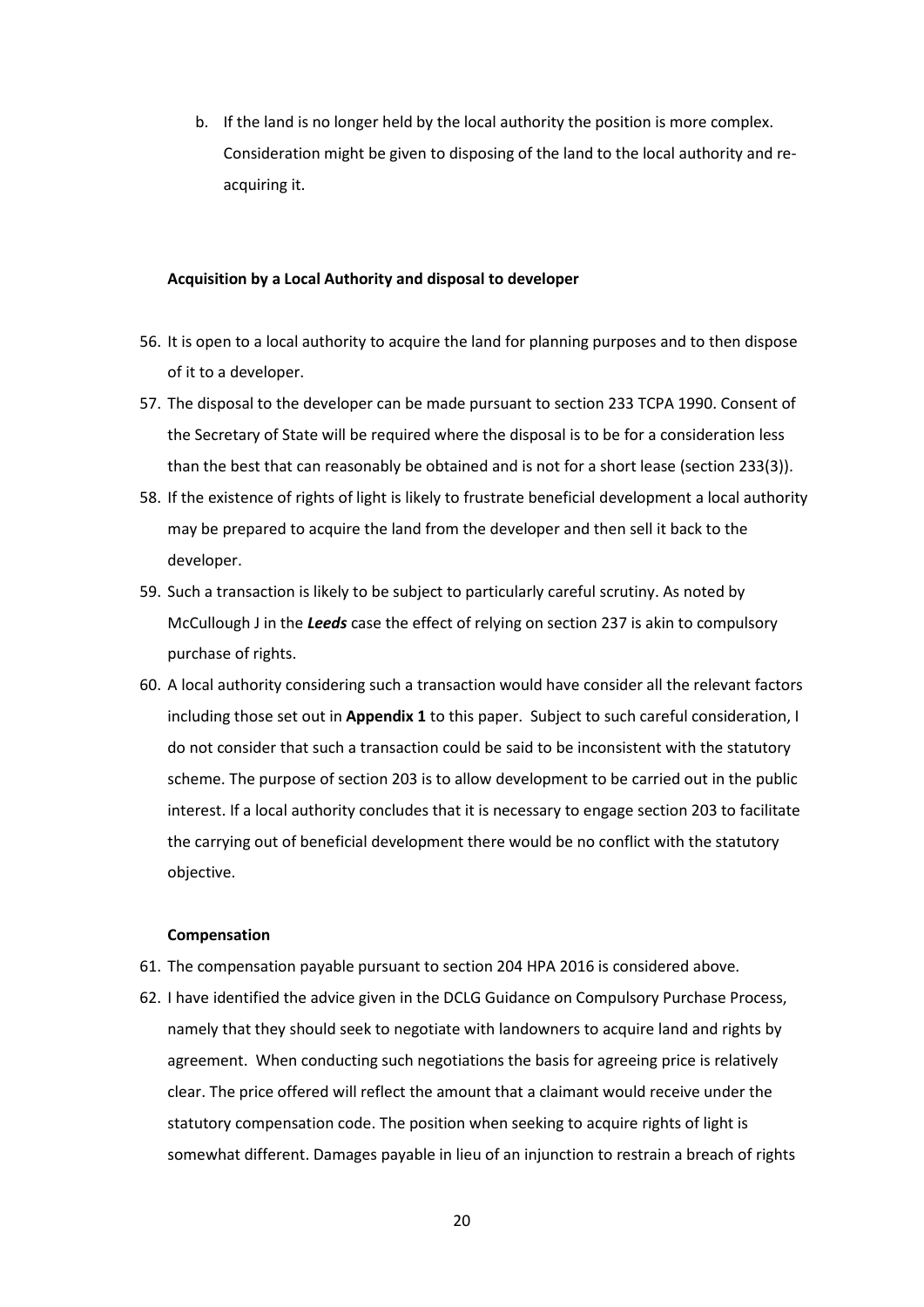b. If the land is no longer held by the local authority the position is more complex. Consideration might be given to disposing of the land to the local authority and re-acquiring it.

**Acquisition by a Local Authority and disposal to developer**

56. It is open to a local authority to acquire the land for planning purposes and to then dispose of it to a developer.
57. The disposal to the developer can be made pursuant to section 233 TCPA 1990. Consent of the Secretary of State will be required where the disposal is to be for a consideration less than the best that can reasonably be obtained and is not for a short lease (section 233(3)).
58. If the existence of rights of light is likely to frustrate beneficial development a local authority may be prepared to acquire the land from the developer and then sell it back to the developer.
59. Such a transaction is likely to be subject to particularly careful scrutiny. As noted by McCullough J in the ***Leeds*** case the effect of relying on section 237 is akin to compulsory purchase of rights.
60. A local authority considering such a transaction would have consider all the relevant factors including those set out in **Appendix 1** to this paper. Subject to such careful consideration, I do not consider that such a transaction could be said to be inconsistent with the statutory scheme. The purpose of section 203 is to allow development to be carried out in the public interest. If a local authority concludes that it is necessary to engage section 203 to facilitate the carrying out of beneficial development there would be no conflict with the statutory objective.

**Compensation**

61. The compensation payable pursuant to section 204 HPA 2016 is considered above.
62. I have identified the advice given in the DCLG Guidance on Compulsory Purchase Process, namely that they should seek to negotiate with landowners to acquire land and rights by agreement. When conducting such negotiations the basis for agreeing price is relatively clear. The price offered will reflect the amount that a claimant would receive under the statutory compensation code. The position when seeking to acquire rights of light is somewhat different. Damages payable in lieu of an injunction to restrain a breach of rights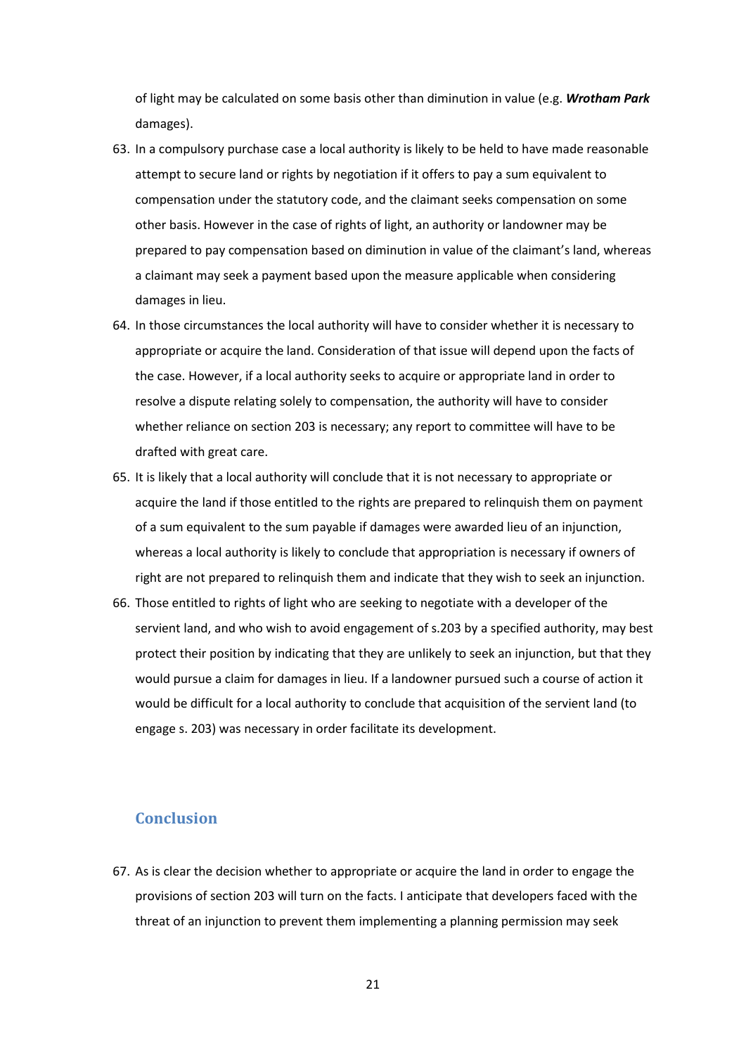of light may be calculated on some basis other than diminution in value (e.g. ***Wrotham Park*** damages).

63. In a compulsory purchase case a local authority is likely to be held to have made reasonable attempt to secure land or rights by negotiation if it offers to pay a sum equivalent to compensation under the statutory code, and the claimant seeks compensation on some other basis. However in the case of rights of light, an authority or landowner may be prepared to pay compensation based on diminution in value of the claimant's land, whereas a claimant may seek a payment based upon the measure applicable when considering damages in lieu.
64. In those circumstances the local authority will have to consider whether it is necessary to appropriate or acquire the land. Consideration of that issue will depend upon the facts of the case. However, if a local authority seeks to acquire or appropriate land in order to resolve a dispute relating solely to compensation, the authority will have to consider whether reliance on section 203 is necessary; any report to committee will have to be drafted with great care.
65. It is likely that a local authority will conclude that it is not necessary to appropriate or acquire the land if those entitled to the rights are prepared to relinquish them on payment of a sum equivalent to the sum payable if damages were awarded lieu of an injunction, whereas a local authority is likely to conclude that appropriation is necessary if owners of right are not prepared to relinquish them and indicate that they wish to seek an injunction.
66. Those entitled to rights of light who are seeking to negotiate with a developer of the servient land, and who wish to avoid engagement of s.203 by a specified authority, may best protect their position by indicating that they are unlikely to seek an injunction, but that they would pursue a claim for damages in lieu. If a landowner pursued such a course of action it would be difficult for a local authority to conclude that acquisition of the servient land (to engage s. 203) was necessary in order facilitate its development.

## Conclusion

67. As is clear the decision whether to appropriate or acquire the land in order to engage the provisions of section 203 will turn on the facts. I anticipate that developers faced with the threat of an injunction to prevent them implementing a planning permission may seek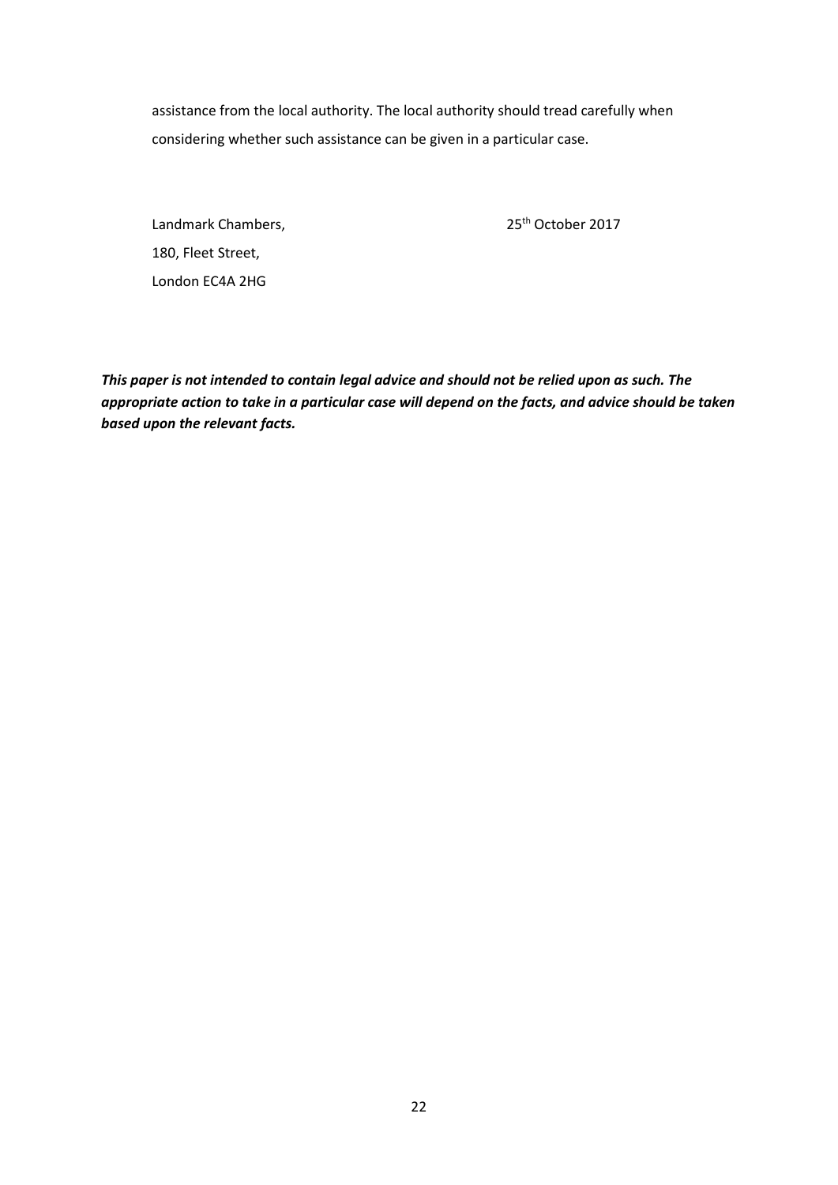assistance from the local authority. The local authority should tread carefully when considering whether such assistance can be given in a particular case.

Landmark Chambers,
180, Fleet Street,
London EC4A 2HG

25th October 2017

***This paper is not intended to contain legal advice and should not be relied upon as such. The appropriate action to take in a particular case will depend on the facts, and advice should be taken based upon the relevant facts.***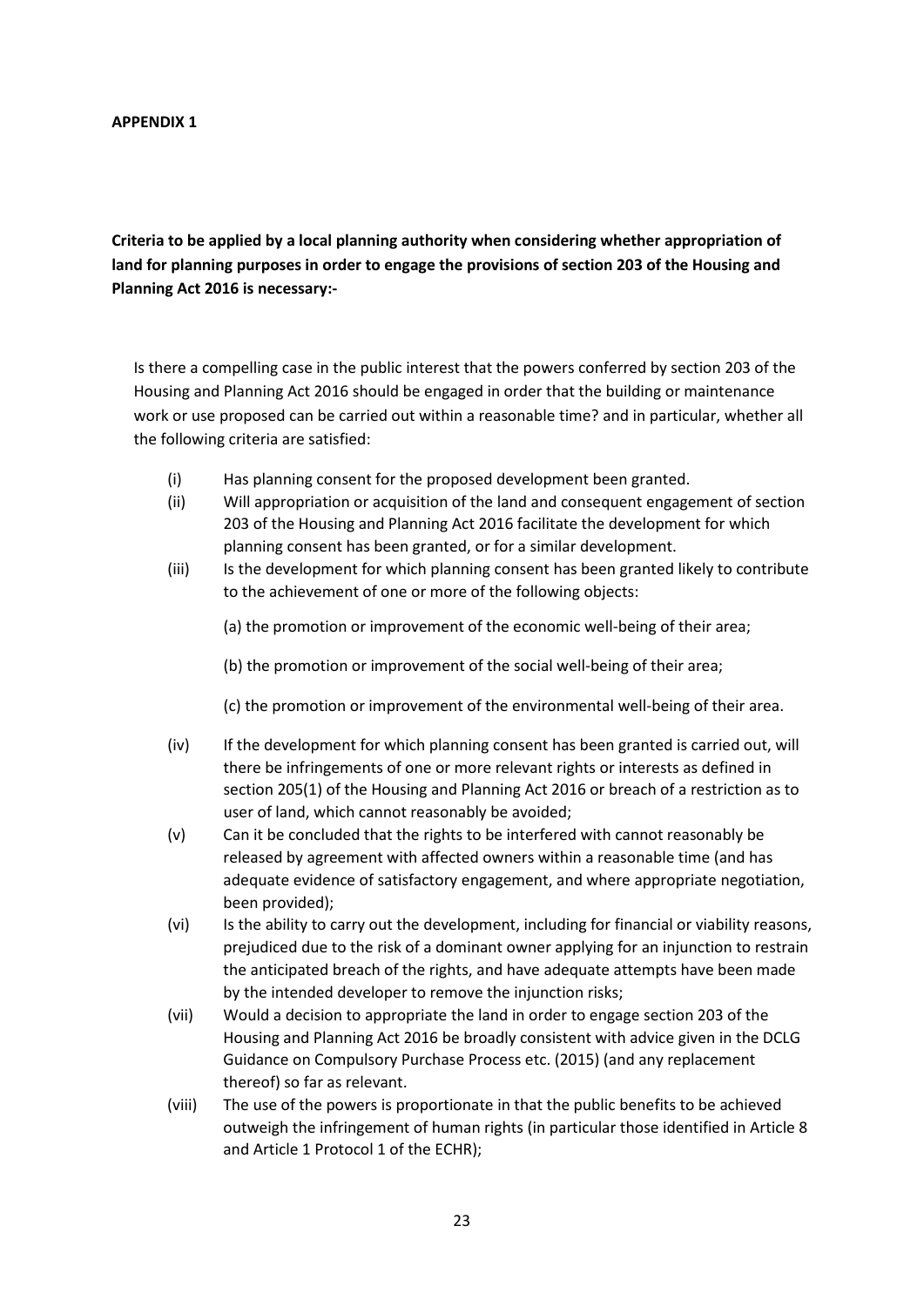**APPENDIX 1**

**Criteria to be applied by a local planning authority when considering whether appropriation of land for planning purposes in order to engage the provisions of section 203 of the Housing and Planning Act 2016 is necessary:-**

Is there a compelling case in the public interest that the powers conferred by section 203 of the Housing and Planning Act 2016 should be engaged in order that the building or maintenance work or use proposed can be carried out within a reasonable time? and in particular, whether all the following criteria are satisfied:

(i) Has planning consent for the proposed development been granted.

(ii) Will appropriation or acquisition of the land and consequent engagement of section 203 of the Housing and Planning Act 2016 facilitate the development for which planning consent has been granted, or for a similar development.

(iii) Is the development for which planning consent has been granted likely to contribute to the achievement of one or more of the following objects:

(a) the promotion or improvement of the economic well-being of their area;

(b) the promotion or improvement of the social well-being of their area;

(c) the promotion or improvement of the environmental well-being of their area.

(iv) If the development for which planning consent has been granted is carried out, will there be infringements of one or more relevant rights or interests as defined in section 205(1) of the Housing and Planning Act 2016 or breach of a restriction as to user of land, which cannot reasonably be avoided;

(v) Can it be concluded that the rights to be interfered with cannot reasonably be released by agreement with affected owners within a reasonable time (and has adequate evidence of satisfactory engagement, and where appropriate negotiation, been provided);

(vi) Is the ability to carry out the development, including for financial or viability reasons, prejudiced due to the risk of a dominant owner applying for an injunction to restrain the anticipated breach of the rights, and have adequate attempts have been made by the intended developer to remove the injunction risks;

(vii) Would a decision to appropriate the land in order to engage section 203 of the Housing and Planning Act 2016 be broadly consistent with advice given in the DCLG Guidance on Compulsory Purchase Process etc. (2015) (and any replacement thereof) so far as relevant.

(viii) The use of the powers is proportionate in that the public benefits to be achieved outweigh the infringement of human rights (in particular those identified in Article 8 and Article 1 Protocol 1 of the ECHR);